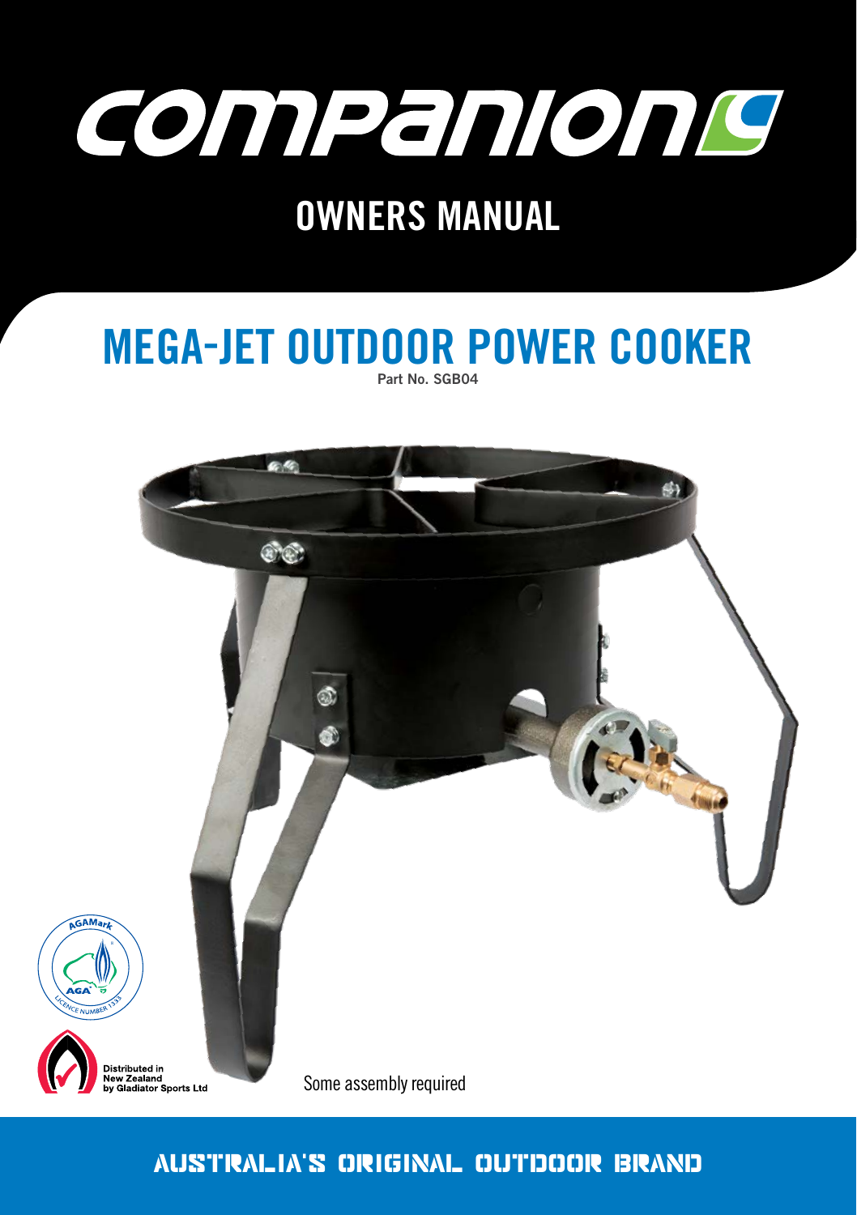# COMPANION

## OWNERS MANUAL

# MEGA-JET OUTDOOR POWER COOKER

**Part No. SGB04**

AGAMark AGA LICENCE NUMBER 1333

Distributed in New Zealand by Gladiator Sports Ltd

Some assembly required

AUSTRALIA'S ORIGINAL OUTDOOR BRAND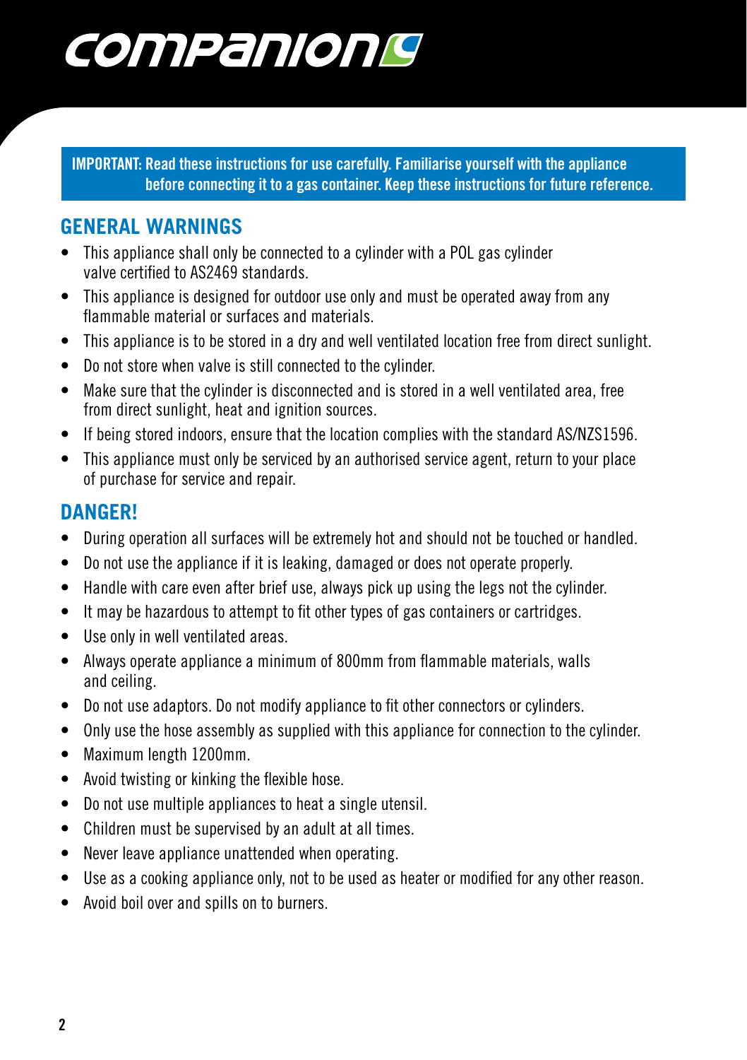**IMPORTANT: Read these instructions for use carefully. Familiarise yourself with the appliance before connecting it to a gas container. Keep these instructions for future reference.**

## GENERAL WARNINGS

- This appliance shall only be connected to a cylinder with a POL gas cylinder valve certified to AS2469 standards.
- This appliance is designed for outdoor use only and must be operated away from any flammable material or surfaces and materials.
- This appliance is to be stored in a dry and well ventilated location free from direct sunlight.
- Do not store when valve is still connected to the cylinder.
- Make sure that the cylinder is disconnected and is stored in a well ventilated area, free from direct sunlight, heat and ignition sources.
- If being stored indoors, ensure that the location complies with the standard AS/NZS1596.
- This appliance must only be serviced by an authorised service agent, return to your place of purchase for service and repair.

## DANGER!

- During operation all surfaces will be extremely hot and should not be touched or handled.
- Do not use the appliance if it is leaking, damaged or does not operate properly.
- Handle with care even after brief use, always pick up using the legs not the cylinder.
- It may be hazardous to attempt to fit other types of gas containers or cartridges.
- Use only in well ventilated areas.
- Always operate appliance a minimum of 800mm from flammable materials, walls and ceiling.
- Do not use adaptors. Do not modify appliance to fit other connectors or cylinders.
- Only use the hose assembly as supplied with this appliance for connection to the cylinder.
- Maximum length 1200mm.
- Avoid twisting or kinking the flexible hose.
- Do not use multiple appliances to heat a single utensil.
- Children must be supervised by an adult at all times.
- Never leave appliance unattended when operating.
- Use as a cooking appliance only, not to be used as heater or modified for any other reason.
- Avoid boil over and spills on to burners.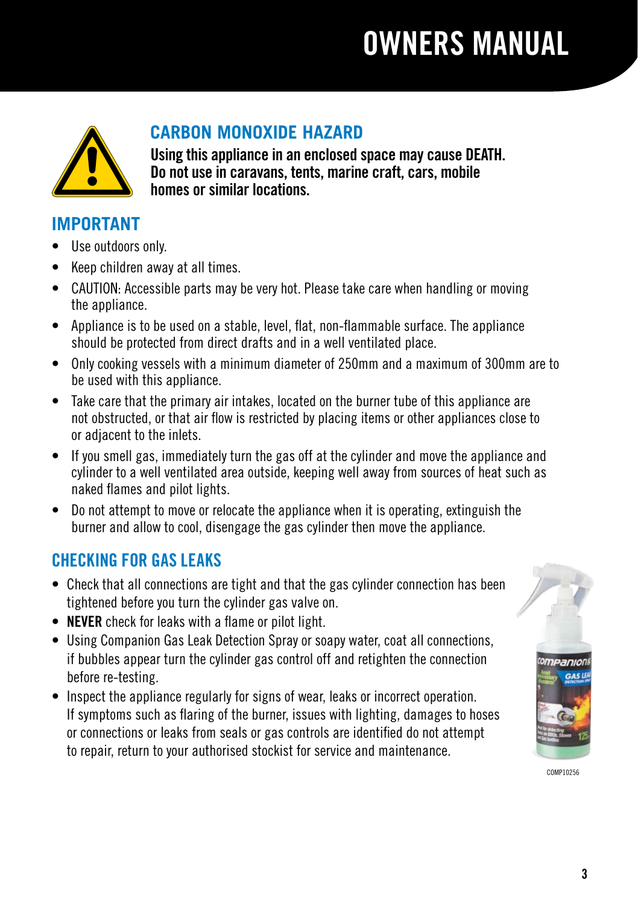## CARBON MONOXIDE HAZARD

**Using this appliance in an enclosed space may cause DEATH. Do not use in caravans, tents, marine craft, cars, mobile homes or similar locations.**

## IMPORTANT

- Use outdoors only.
- Keep children away at all times.
- CAUTION: Accessible parts may be very hot. Please take care when handling or moving the appliance.
- Appliance is to be used on a stable, level, flat, non-flammable surface. The appliance should be protected from direct drafts and in a well ventilated place.
- Only cooking vessels with a minimum diameter of 250mm and a maximum of 300mm are to be used with this appliance.
- Take care that the primary air intakes, located on the burner tube of this appliance are not obstructed, or that air flow is restricted by placing items or other appliances close to or adjacent to the inlets.
- If you smell gas, immediately turn the gas off at the cylinder and move the appliance and cylinder to a well ventilated area outside, keeping well away from sources of heat such as naked flames and pilot lights.
- Do not attempt to move or relocate the appliance when it is operating, extinguish the burner and allow to cool, disengage the gas cylinder then move the appliance.

## CHECKING FOR GAS LEAKS

- Check that all connections are tight and that the gas cylinder connection has been tightened before you turn the cylinder gas valve on.
- **NEVER** check for leaks with a flame or pilot light.
- Using Companion Gas Leak Detection Spray or soapy water, coat all connections, if bubbles appear turn the cylinder gas control off and retighten the connection before re-testing.
- Inspect the appliance regularly for signs of wear, leaks or incorrect operation. If symptoms such as flaring of the burner, issues with lighting, damages to hoses or connections or leaks from seals or gas controls are identified do not attempt to repair, return to your authorised stockist for service and maintenance.

COMP10256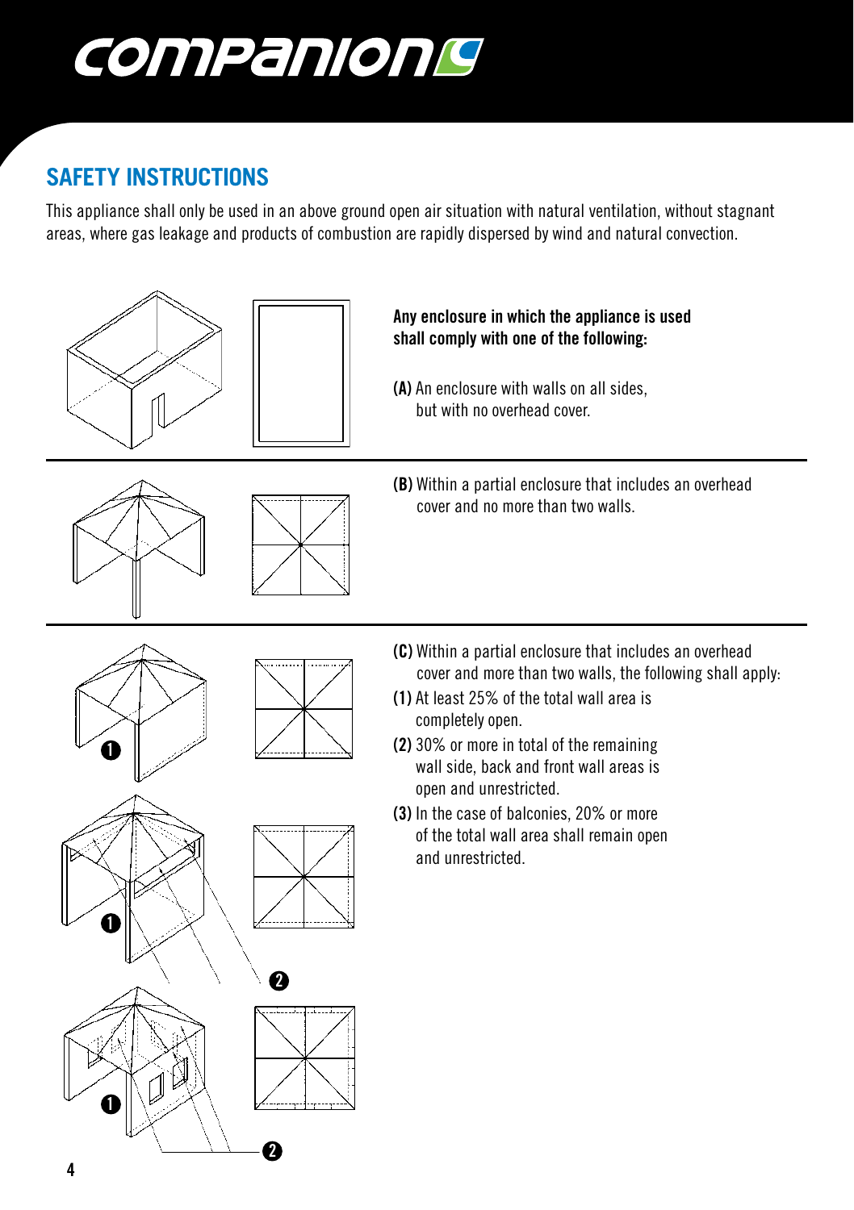## SAFETY INSTRUCTIONS

This appliance shall only be used in an above ground open air situation with natural ventilation, without stagnant areas, where gas leakage and products of combustion are rapidly dispersed by wind and natural convection.

**Any enclosure in which the appliance is used shall comply with one of the following:**

**(A)** An enclosure with walls on all sides, but with no overhead cover.

**(B)** Within a partial enclosure that includes an overhead cover and no more than two walls.

**(C)** Within a partial enclosure that includes an overhead cover and more than two walls, the following shall apply:

**(1)** At least 25% of the total wall area is completely open.

**(2)** 30% or more in total of the remaining wall side, back and front wall areas is open and unrestricted.

**(3)** In the case of balconies, 20% or more of the total wall area shall remain open and unrestricted.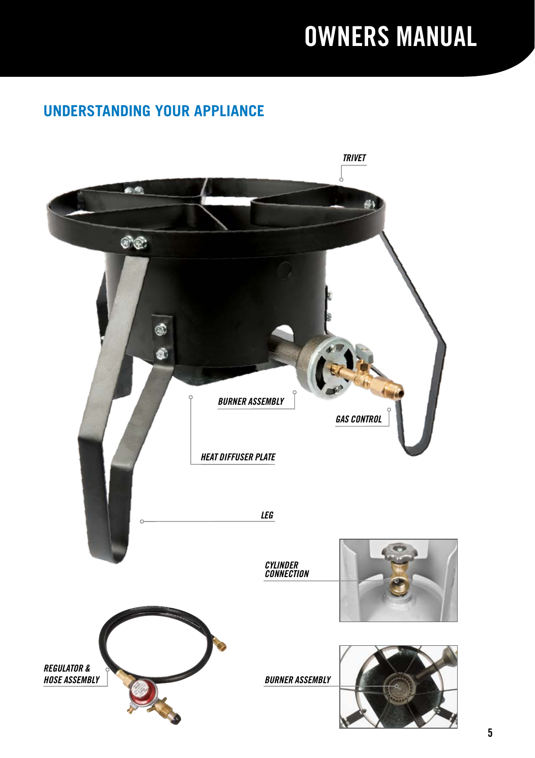## UNDERSTANDING YOUR APPLIANCE

TRIVET

BURNER ASSEMBLY

GAS CONTROL

HEAT DIFFUSER PLATE

LEG

CYLINDER CONNECTION

REGULATOR & HOSE ASSEMBLY

BURNER ASSEMBLY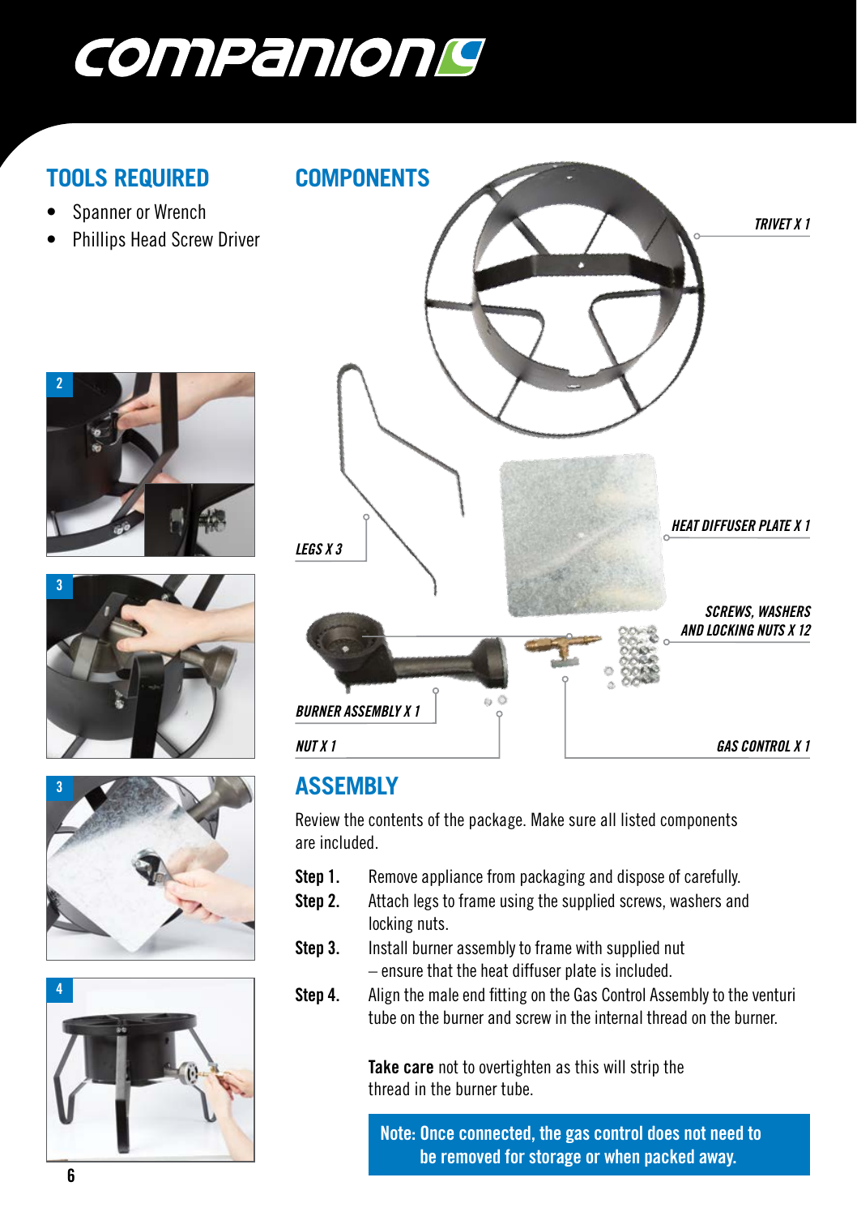## TOOLS REQUIRED

- Spanner or Wrench
- Phillips Head Screw Driver

## COMPONENTS

*TRIVET X 1*

*LEGS X 3*

*HEAT DIFFUSER PLATE X 1*

*SCREWS, WASHERS AND LOCKING NUTS X 12*

*BURNER ASSEMBLY X 1*

*NUT X 1*

*GAS CONTROL X 1*

## ASSEMBLY

Review the contents of the package. Make sure all listed components are included.

**Step 1.** Remove appliance from packaging and dispose of carefully.

**Step 2.** Attach legs to frame using the supplied screws, washers and locking nuts.

**Step 3.** Install burner assembly to frame with supplied nut – ensure that the heat diffuser plate is included.

**Step 4.** Align the male end fitting on the Gas Control Assembly to the venturi tube on the burner and screw in the internal thread on the burner.

**Take care** not to overtighten as this will strip the thread in the burner tube.

**Note: Once connected, the gas control does not need to be removed for storage or when packed away.**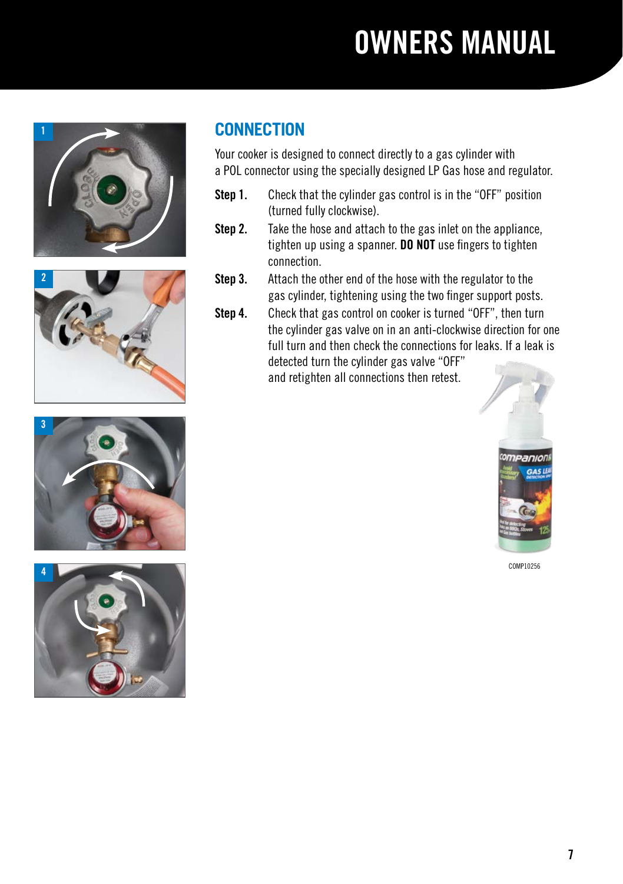## CONNECTION

Your cooker is designed to connect directly to a gas cylinder with a POL connector using the specially designed LP Gas hose and regulator.

**Step 1.** Check that the cylinder gas control is in the "OFF" position (turned fully clockwise).

**Step 2.** Take the hose and attach to the gas inlet on the appliance, tighten up using a spanner. **DO NOT** use fingers to tighten connection.

**Step 3.** Attach the other end of the hose with the regulator to the gas cylinder, tightening using the two finger support posts.

**Step 4.** Check that gas control on cooker is turned "OFF", then turn the cylinder gas valve on in an anti-clockwise direction for one full turn and then check the connections for leaks. If a leak is detected turn the cylinder gas valve "OFF" and retighten all connections then retest.

COMP10256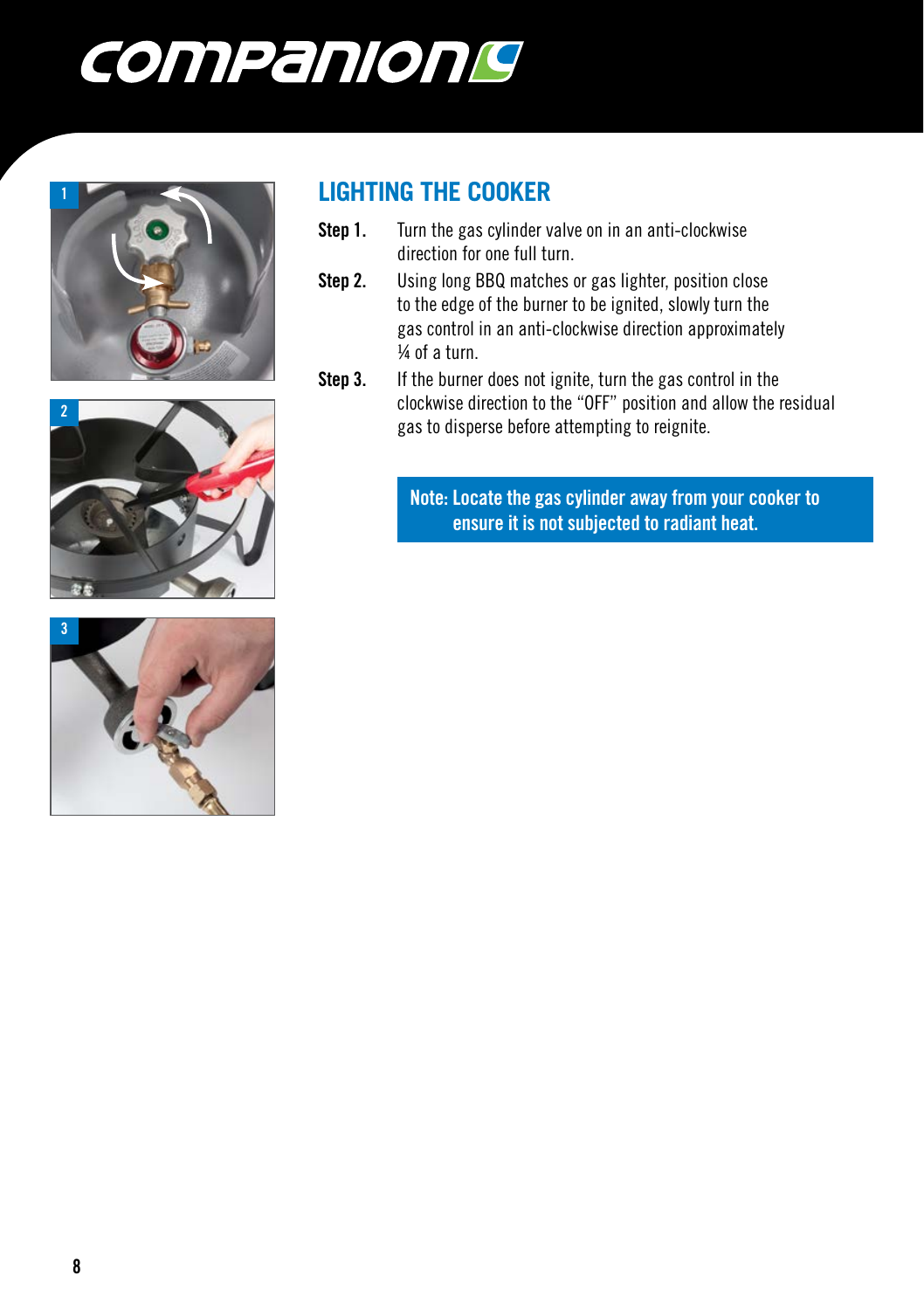## LIGHTING THE COOKER

**Step 1.** Turn the gas cylinder valve on in an anti-clockwise direction for one full turn.

**Step 2.** Using long BBQ matches or gas lighter, position close to the edge of the burner to be ignited, slowly turn the gas control in an anti-clockwise direction approximately ¼ of a turn.

**Step 3.** If the burner does not ignite, turn the gas control in the clockwise direction to the "OFF" position and allow the residual gas to disperse before attempting to reignite.

**Note: Locate the gas cylinder away from your cooker to ensure it is not subjected to radiant heat.**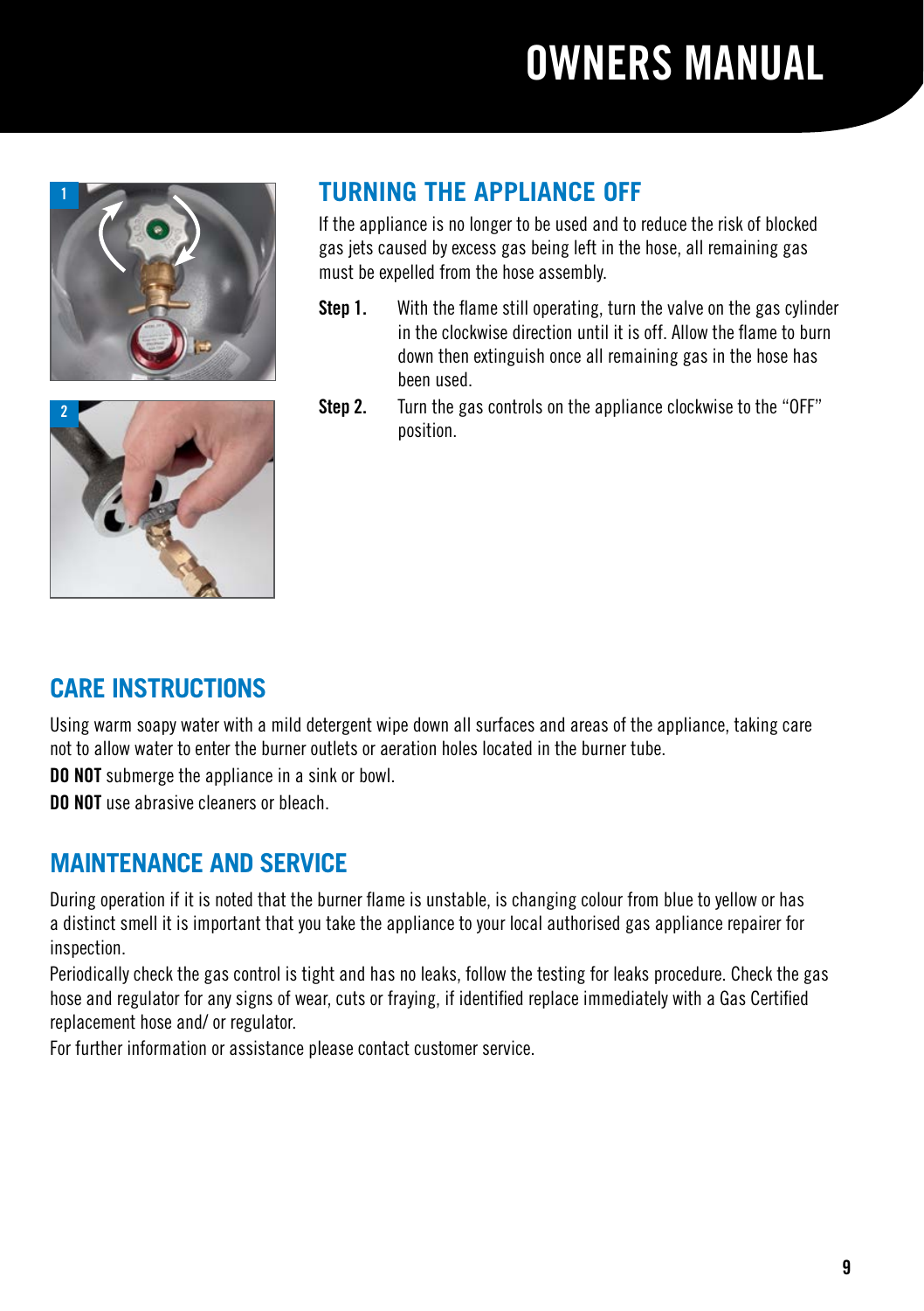## TURNING THE APPLIANCE OFF

If the appliance is no longer to be used and to reduce the risk of blocked gas jets caused by excess gas being left in the hose, all remaining gas must be expelled from the hose assembly.

**Step 1.** With the flame still operating, turn the valve on the gas cylinder in the clockwise direction until it is off. Allow the flame to burn down then extinguish once all remaining gas in the hose has been used.

**Step 2.** Turn the gas controls on the appliance clockwise to the "OFF" position.

## CARE INSTRUCTIONS

Using warm soapy water with a mild detergent wipe down all surfaces and areas of the appliance, taking care not to allow water to enter the burner outlets or aeration holes located in the burner tube.

**DO NOT** submerge the appliance in a sink or bowl.

**DO NOT** use abrasive cleaners or bleach.

## MAINTENANCE AND SERVICE

During operation if it is noted that the burner flame is unstable, is changing colour from blue to yellow or has a distinct smell it is important that you take the appliance to your local authorised gas appliance repairer for inspection.

Periodically check the gas control is tight and has no leaks, follow the testing for leaks procedure. Check the gas hose and regulator for any signs of wear, cuts or fraying, if identified replace immediately with a Gas Certified replacement hose and/ or regulator.

For further information or assistance please contact customer service.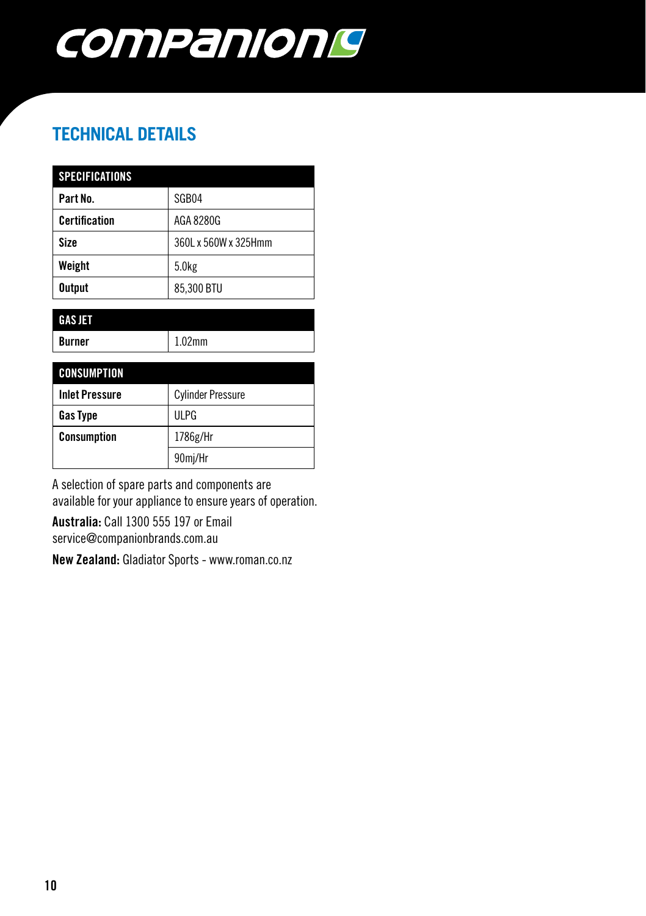## TECHNICAL DETAILS

| SPECIFICATIONS | |
|---|---|
| **Part No.** | SGB04 |
| **Certification** | AGA 8280G |
| **Size** | 360L x 560W x 325Hmm |
| **Weight** | 5.0kg |
| **Output** | 85,300 BTU |

| GAS JET | |
|---|---|
| **Burner** | 1.02mm |

| CONSUMPTION | |
|---|---|
| **Inlet Pressure** | Cylinder Pressure |
| **Gas Type** | ULPG |
| **Consumption** | 1786g/Hr |
| | 90mj/Hr |

A selection of spare parts and components are available for your appliance to ensure years of operation.

**Australia:** Call 1300 555 197 or Email service@companionbrands.com.au

**New Zealand:** Gladiator Sports - www.roman.co.nz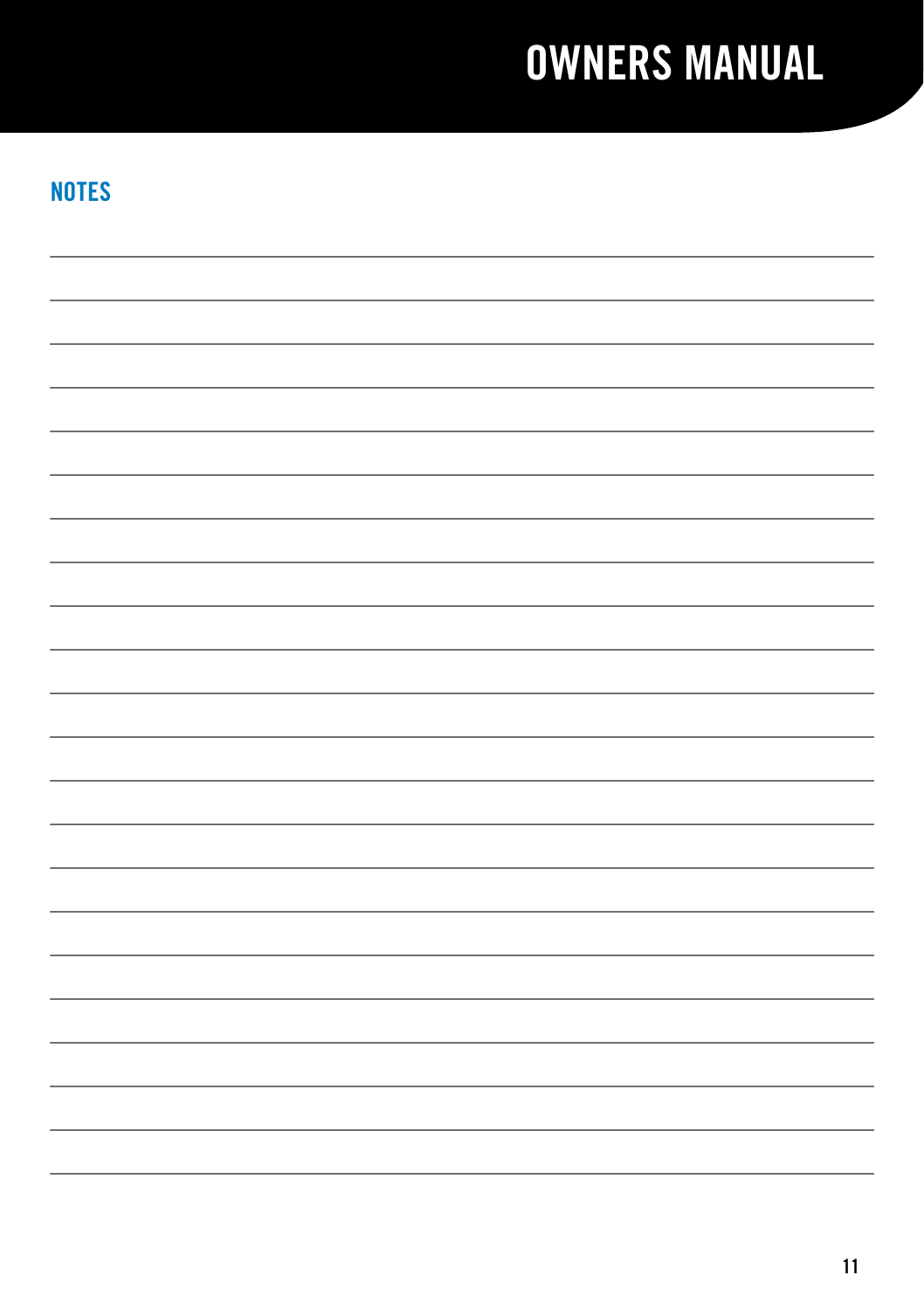## NOTES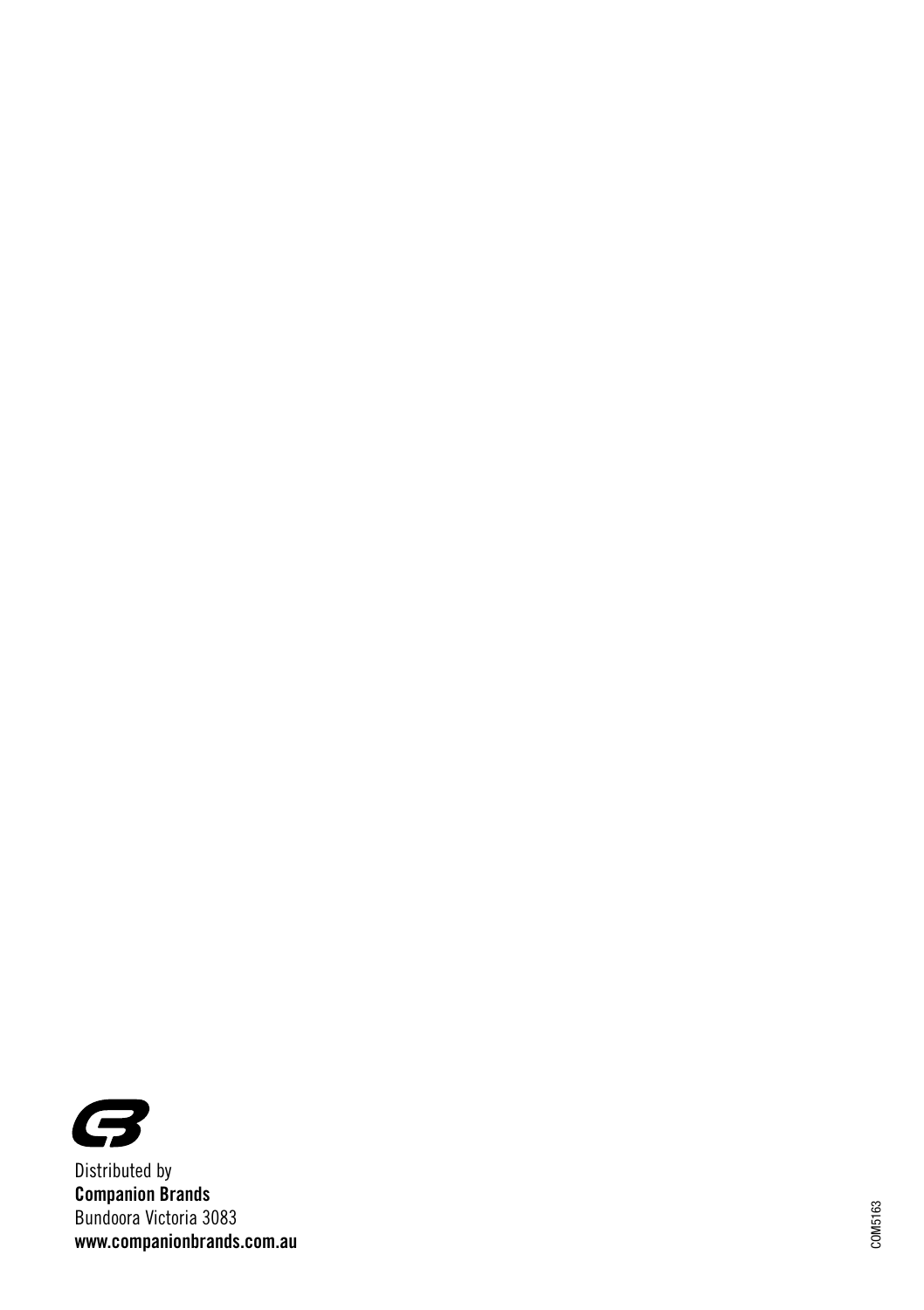Distributed by
**Companion Brands**
Bundoora Victoria 3083
**www.companionbrands.com.au**

COM5163